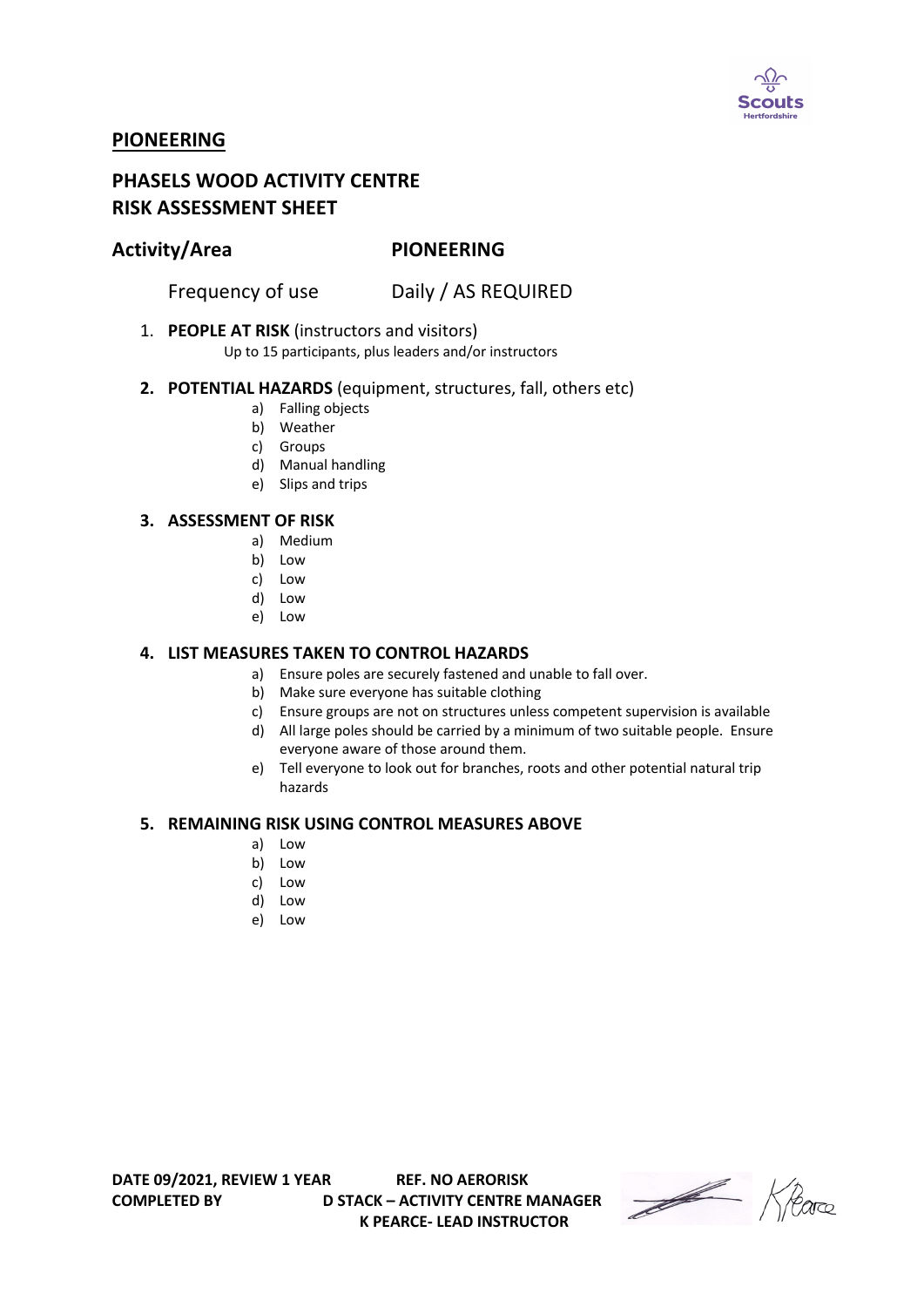## PIONEERING

# PHASELS WOOD ACTIVITY CENTRE
# RISK ASSESSMENT SHEET

## Activity/Area PIONEERING

Frequency of use Daily / AS REQUIRED

1. **PEOPLE AT RISK** (instructors and visitors)
   Up to 15 participants, plus leaders and/or instructors

2. **POTENTIAL HAZARDS** (equipment, structures, fall, others etc)
   a) Falling objects
   b) Weather
   c) Groups
   d) Manual handling
   e) Slips and trips

3. **ASSESSMENT OF RISK**
   a) Medium
   b) Low
   c) Low
   d) Low
   e) Low

4. **LIST MEASURES TAKEN TO CONTROL HAZARDS**
   a) Ensure poles are securely fastened and unable to fall over.
   b) Make sure everyone has suitable clothing
   c) Ensure groups are not on structures unless competent supervision is available
   d) All large poles should be carried by a minimum of two suitable people. Ensure everyone aware of those around them.
   e) Tell everyone to look out for branches, roots and other potential natural trip hazards

5. **REMAINING RISK USING CONTROL MEASURES ABOVE**
   a) Low
   b) Low
   c) Low
   d) Low
   e) Low

**DATE 09/2021, REVIEW 1 YEAR** **REF. NO AERORISK**
**COMPLETED BY** **D STACK – ACTIVITY CENTRE MANAGER**
**K PEARCE- LEAD INSTRUCTOR**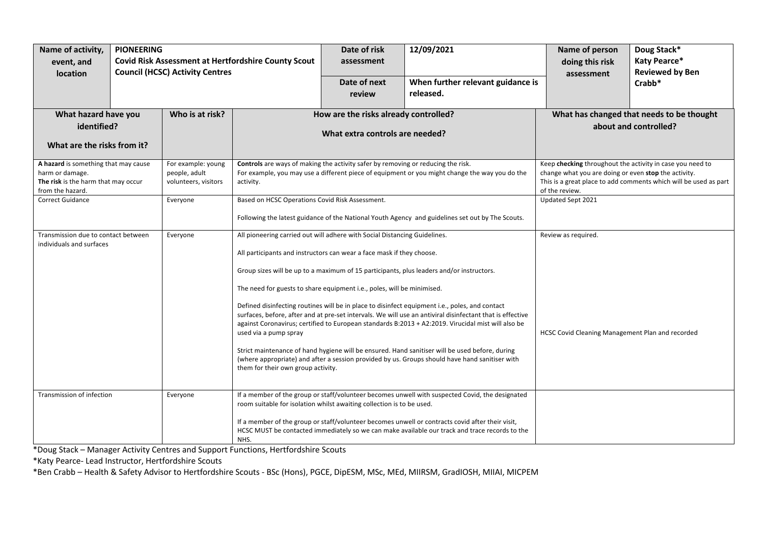| **Name of activity, event, and location** | **PIONEERING<br>Covid Risk Assessment at Hertfordshire County Scout Council (HCSC) Activity Centres** | **Date of risk assessment** | **12/09/2021** | **Name of person doing this risk assessment** | **Doug Stack\*<br>Katy Pearce\*<br>Reviewed by Ben Crabb\*** |
|---|---|---|---|---|---|
| | | **Date of next review** | **When further relevant guidance is released.** | | |

| **What hazard have you identified?<br><br>What are the risks from it?** | **Who is at risk?** | **How are the risks already controlled?<br><br>What extra controls are needed?** | **What has changed that needs to be thought about and controlled?** |
|---|---|---|---|
| **A hazard** is something that may cause harm or damage.<br>**The risk** is the harm that may occur from the hazard. | For example: young people, adult volunteers, visitors | **Controls** are ways of making the activity safer by removing or reducing the risk.<br>For example, you may use a different piece of equipment or you might change the way you do the activity. | Keep **checking** throughout the activity in case you need to change what you are doing or even **stop** the activity.<br>This is a great place to add comments which will be used as part of the review. |
| Correct Guidance | Everyone | Based on HCSC Operations Covid Risk Assessment.<br><br>Following the latest guidance of the National Youth Agency and guidelines set out by The Scouts. | Updated Sept 2021 |
| Transmission due to contact between individuals and surfaces | Everyone | All pioneering carried out will adhere with Social Distancing Guidelines.<br><br>All participants and instructors can wear a face mask if they choose.<br><br>Group sizes will be up to a maximum of 15 participants, plus leaders and/or instructors.<br><br>The need for guests to share equipment i.e., poles, will be minimised.<br><br>Defined disinfecting routines will be in place to disinfect equipment i.e., poles, and contact surfaces, before, after and at pre-set intervals. We will use an antiviral disinfectant that is effective against Coronavirus; certified to European standards B:2013 + A2:2019. Virucidal mist will also be used via a pump spray<br><br>Strict maintenance of hand hygiene will be ensured. Hand sanitiser will be used before, during (where appropriate) and after a session provided by us. Groups should have hand sanitiser with them for their own group activity. | Review as required.<br><br>HCSC Covid Cleaning Management Plan and recorded |
| Transmission of infection | Everyone | If a member of the group or staff/volunteer becomes unwell with suspected Covid, the designated room suitable for isolation whilst awaiting collection is to be used.<br><br>If a member of the group or staff/volunteer becomes unwell or contracts covid after their visit, HCSC MUST be contacted immediately so we can make available our track and trace records to the NHS. | |

\*Doug Stack – Manager Activity Centres and Support Functions, Hertfordshire Scouts

\*Katy Pearce- Lead Instructor, Hertfordshire Scouts

\*Ben Crabb – Health & Safety Advisor to Hertfordshire Scouts - BSc (Hons), PGCE, DipESM, MSc, MEd, MIIRSM, GradIOSH, MIIAI, MICPEM